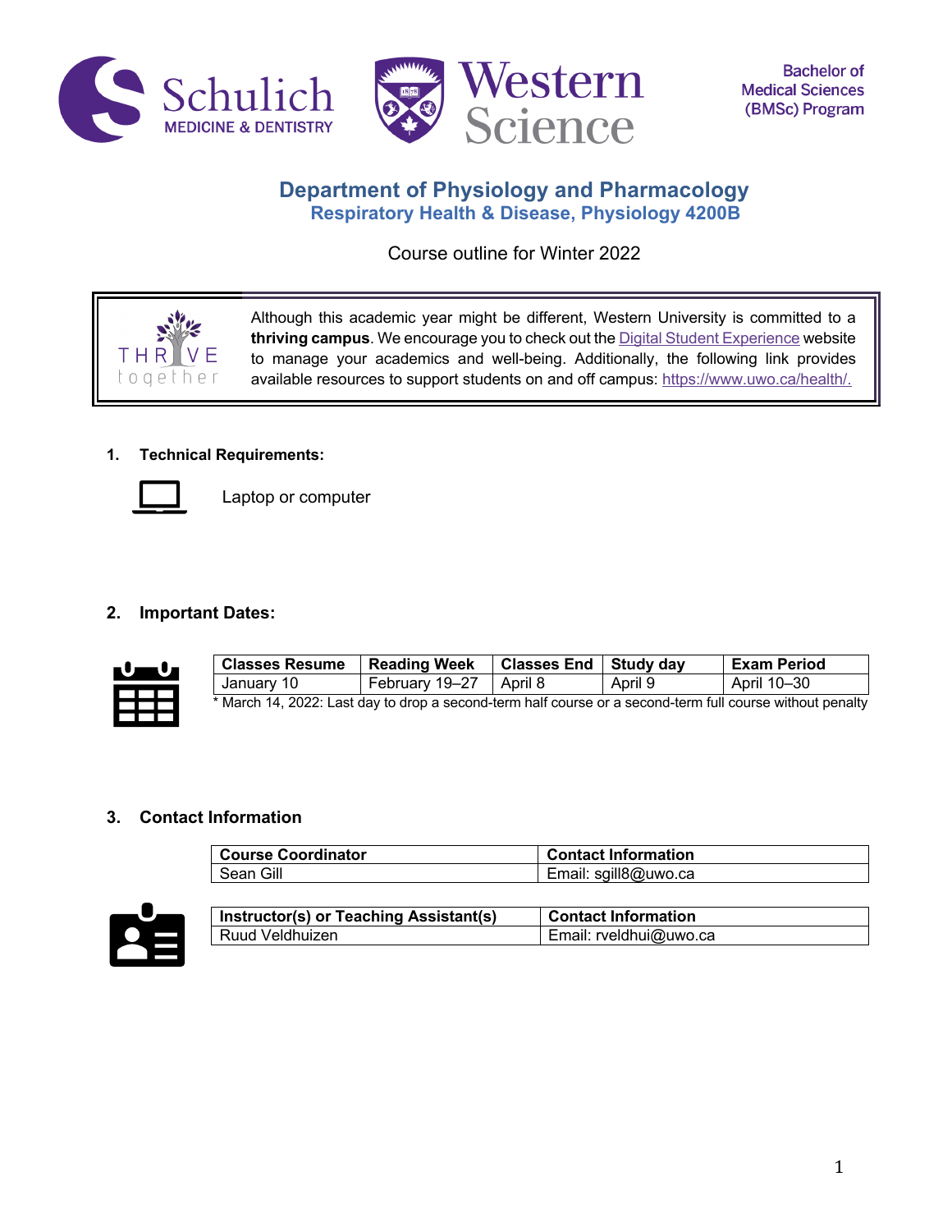Bachelor of Medical Sciences (BMSc) Program

# Department of Physiology and Pharmacology

## Respiratory Health & Disease, Physiology 4200B

Course outline for Winter 2022

THRIVE together

Although this academic year might be different, Western University is committed to a **thriving campus**. We encourage you to check out the Digital Student Experience website to manage your academics and well-being. Additionally, the following link provides available resources to support students on and off campus: https://www.uwo.ca/health/.

### 1. Technical Requirements:

Laptop or computer

### 2. Important Dates:

| Classes Resume | Reading Week | Classes End | Study day | Exam Period |
|---|---|---|---|---|
| January 10 | February 19–27 | April 8 | April 9 | April 10–30 |

* March 14, 2022: Last day to drop a second-term half course or a second-term full course without penalty

### 3. Contact Information

| Course Coordinator | Contact Information |
|---|---|
| Sean Gill | Email: sgill8@uwo.ca |

| Instructor(s) or Teaching Assistant(s) | Contact Information |
|---|---|
| Ruud Veldhuizen | Email: rveldhui@uwo.ca |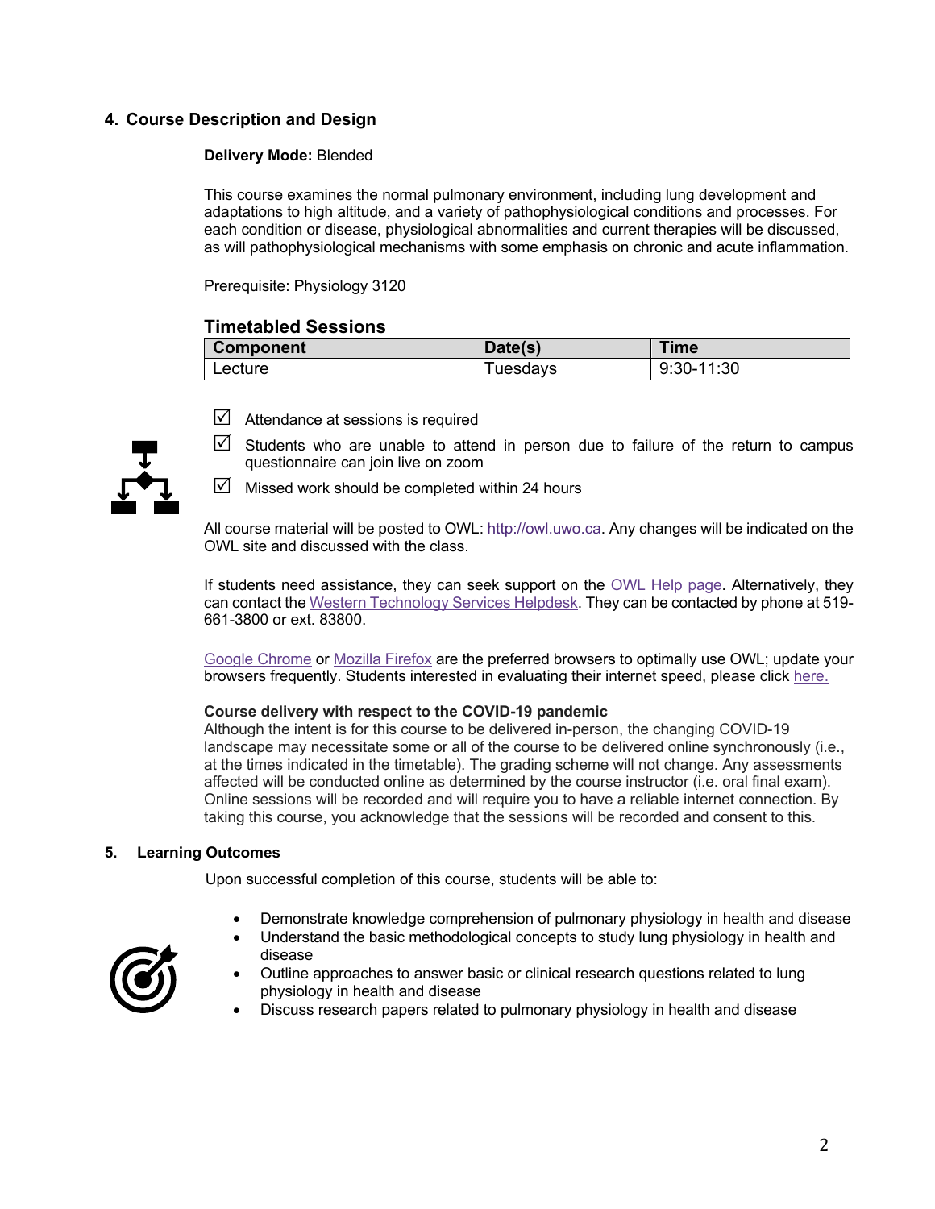## 4. Course Description and Design

**Delivery Mode:** Blended

This course examines the normal pulmonary environment, including lung development and adaptations to high altitude, and a variety of pathophysiological conditions and processes. For each condition or disease, physiological abnormalities and current therapies will be discussed, as will pathophysiological mechanisms with some emphasis on chronic and acute inflammation.

Prerequisite: Physiology 3120

### Timetabled Sessions

| Component | Date(s) | Time |
| --- | --- | --- |
| Lecture | Tuesdays | 9:30-11:30 |

- ☑ Attendance at sessions is required
- ☑ Students who are unable to attend in person due to failure of the return to campus questionnaire can join live on zoom
- ☑ Missed work should be completed within 24 hours

All course material will be posted to OWL: http://owl.uwo.ca. Any changes will be indicated on the OWL site and discussed with the class.

If students need assistance, they can seek support on the OWL Help page. Alternatively, they can contact the Western Technology Services Helpdesk. They can be contacted by phone at 519-661-3800 or ext. 83800.

Google Chrome or Mozilla Firefox are the preferred browsers to optimally use OWL; update your browsers frequently. Students interested in evaluating their internet speed, please click here.

**Course delivery with respect to the COVID-19 pandemic**

Although the intent is for this course to be delivered in-person, the changing COVID-19 landscape may necessitate some or all of the course to be delivered online synchronously (i.e., at the times indicated in the timetable). The grading scheme will not change. Any assessments affected will be conducted online as determined by the course instructor (i.e. oral final exam). Online sessions will be recorded and will require you to have a reliable internet connection. By taking this course, you acknowledge that the sessions will be recorded and consent to this.

## 5. Learning Outcomes

Upon successful completion of this course, students will be able to:

- Demonstrate knowledge comprehension of pulmonary physiology in health and disease
- Understand the basic methodological concepts to study lung physiology in health and disease
- Outline approaches to answer basic or clinical research questions related to lung physiology in health and disease
- Discuss research papers related to pulmonary physiology in health and disease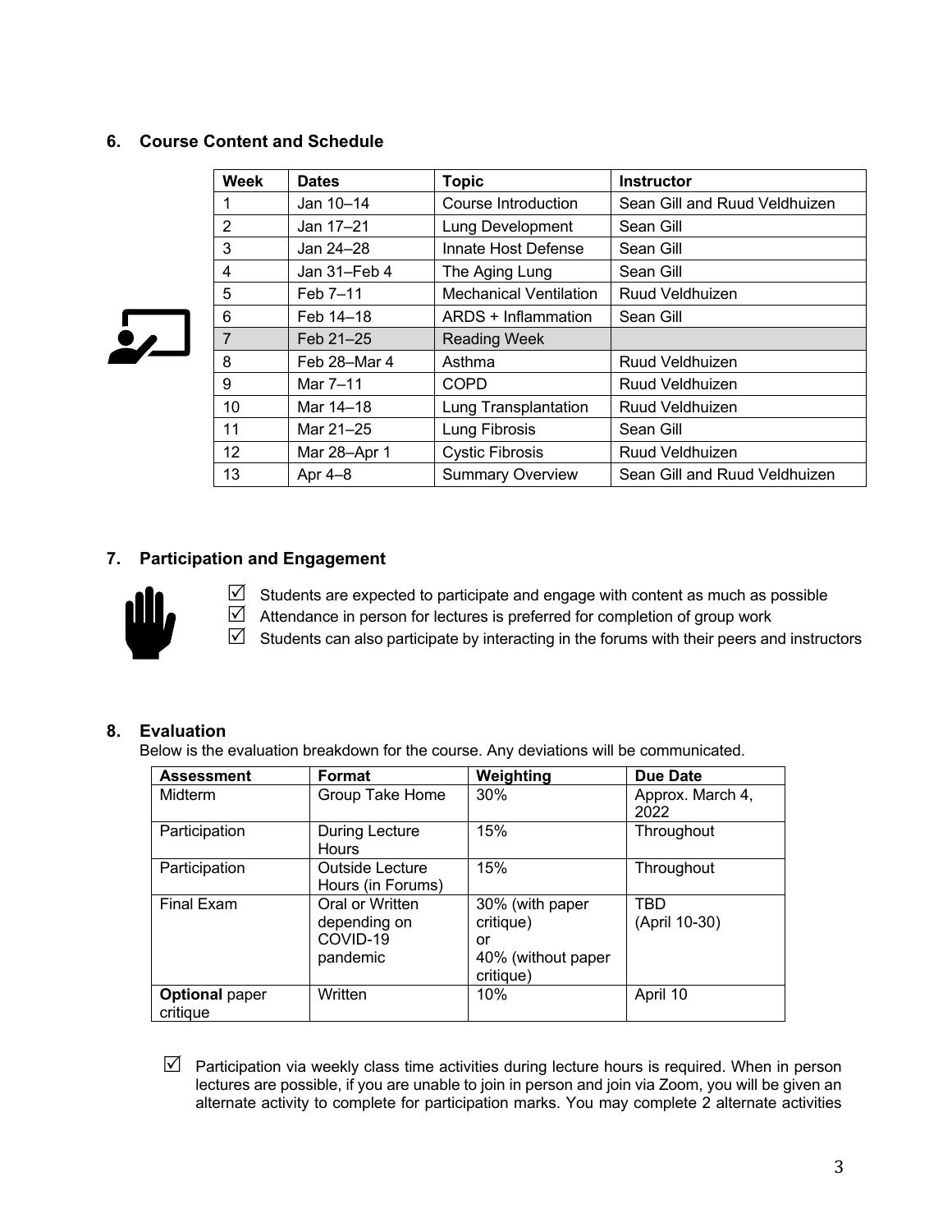## 6. Course Content and Schedule

| Week | Dates | Topic | Instructor |
|---|---|---|---|
| 1 | Jan 10–14 | Course Introduction | Sean Gill and Ruud Veldhuizen |
| 2 | Jan 17–21 | Lung Development | Sean Gill |
| 3 | Jan 24–28 | Innate Host Defense | Sean Gill |
| 4 | Jan 31–Feb 4 | The Aging Lung | Sean Gill |
| 5 | Feb 7–11 | Mechanical Ventilation | Ruud Veldhuizen |
| 6 | Feb 14–18 | ARDS + Inflammation | Sean Gill |
| 7 | Feb 21–25 | Reading Week | |
| 8 | Feb 28–Mar 4 | Asthma | Ruud Veldhuizen |
| 9 | Mar 7–11 | COPD | Ruud Veldhuizen |
| 10 | Mar 14–18 | Lung Transplantation | Ruud Veldhuizen |
| 11 | Mar 21–25 | Lung Fibrosis | Sean Gill |
| 12 | Mar 28–Apr 1 | Cystic Fibrosis | Ruud Veldhuizen |
| 13 | Apr 4–8 | Summary Overview | Sean Gill and Ruud Veldhuizen |

## 7. Participation and Engagement

- ☑ Students are expected to participate and engage with content as much as possible
- ☑ Attendance in person for lectures is preferred for completion of group work
- ☑ Students can also participate by interacting in the forums with their peers and instructors

## 8. Evaluation

Below is the evaluation breakdown for the course. Any deviations will be communicated.

| Assessment | Format | Weighting | Due Date |
|---|---|---|---|
| Midterm | Group Take Home | 30% | Approx. March 4, 2022 |
| Participation | During Lecture Hours | 15% | Throughout |
| Participation | Outside Lecture Hours (in Forums) | 15% | Throughout |
| Final Exam | Oral or Written depending on COVID-19 pandemic | 30% (with paper critique) or 40% (without paper critique) | TBD (April 10-30) |
| **Optional** paper critique | Written | 10% | April 10 |

- ☑ Participation via weekly class time activities during lecture hours is required. When in person lectures are possible, if you are unable to join in person and join via Zoom, you will be given an alternate activity to complete for participation marks. You may complete 2 alternate activities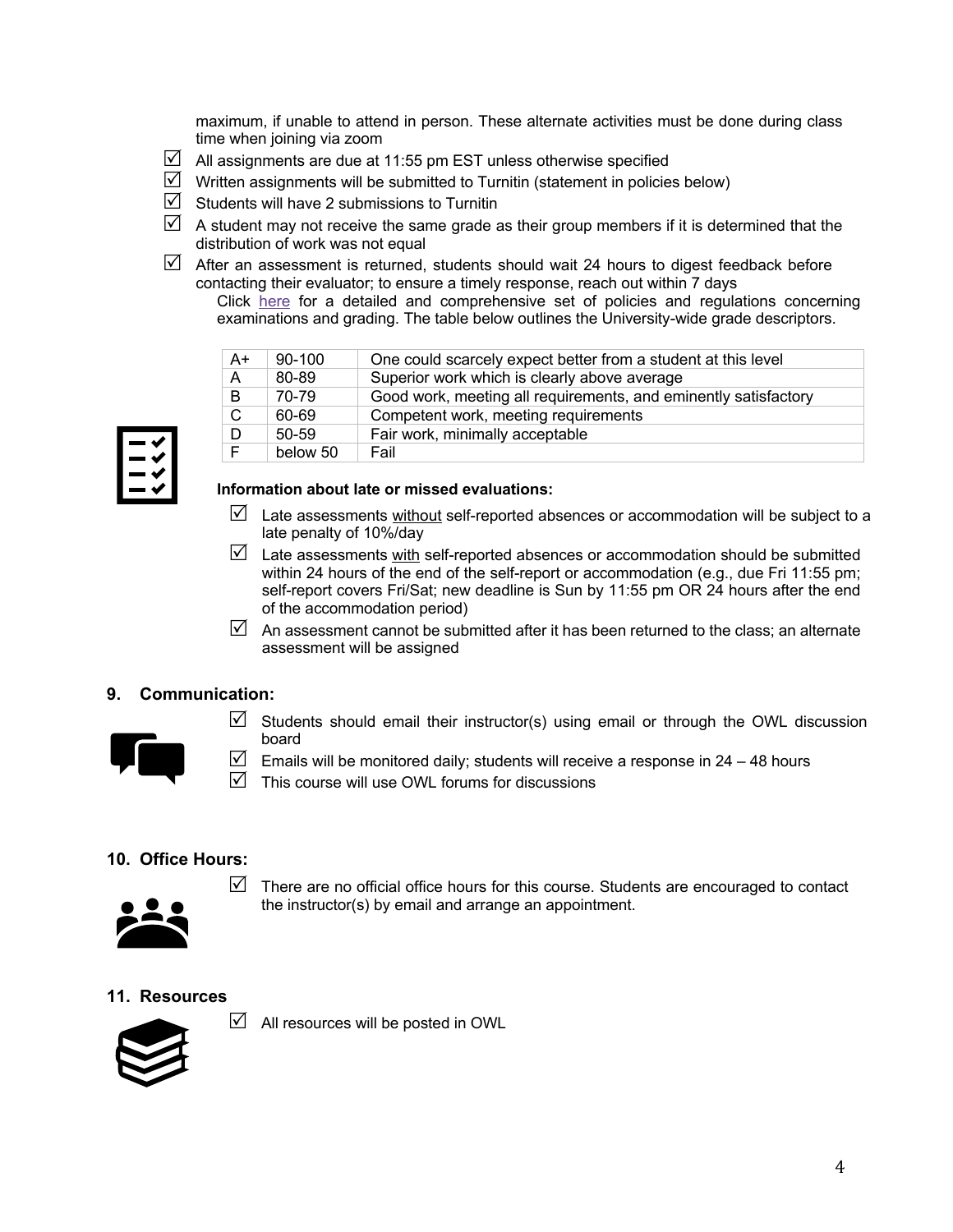maximum, if unable to attend in person. These alternate activities must be done during class time when joining via zoom

- ☑ All assignments are due at 11:55 pm EST unless otherwise specified
- ☑ Written assignments will be submitted to Turnitin (statement in policies below)
- ☑ Students will have 2 submissions to Turnitin
- ☑ A student may not receive the same grade as their group members if it is determined that the distribution of work was not equal
- ☑ After an assessment is returned, students should wait 24 hours to digest feedback before contacting their evaluator; to ensure a timely response, reach out within 7 days

Click here for a detailed and comprehensive set of policies and regulations concerning examinations and grading. The table below outlines the University-wide grade descriptors.

| | | |
|---|---|---|
| A+ | 90-100 | One could scarcely expect better from a student at this level |
| A | 80-89 | Superior work which is clearly above average |
| B | 70-79 | Good work, meeting all requirements, and eminently satisfactory |
| C | 60-69 | Competent work, meeting requirements |
| D | 50-59 | Fair work, minimally acceptable |
| F | below 50 | Fail |

**Information about late or missed evaluations:**

- ☑ Late assessments without self-reported absences or accommodation will be subject to a late penalty of 10%/day
- ☑ Late assessments with self-reported absences or accommodation should be submitted within 24 hours of the end of the self-report or accommodation (e.g., due Fri 11:55 pm; self-report covers Fri/Sat; new deadline is Sun by 11:55 pm OR 24 hours after the end of the accommodation period)
- ☑ An assessment cannot be submitted after it has been returned to the class; an alternate assessment will be assigned

## 9. Communication:

- ☑ Students should email their instructor(s) using email or through the OWL discussion board
- ☑ Emails will be monitored daily; students will receive a response in 24 – 48 hours
- ☑ This course will use OWL forums for discussions

## 10. Office Hours:

- ☑ There are no official office hours for this course. Students are encouraged to contact the instructor(s) by email and arrange an appointment.

## 11. Resources

- ☑ All resources will be posted in OWL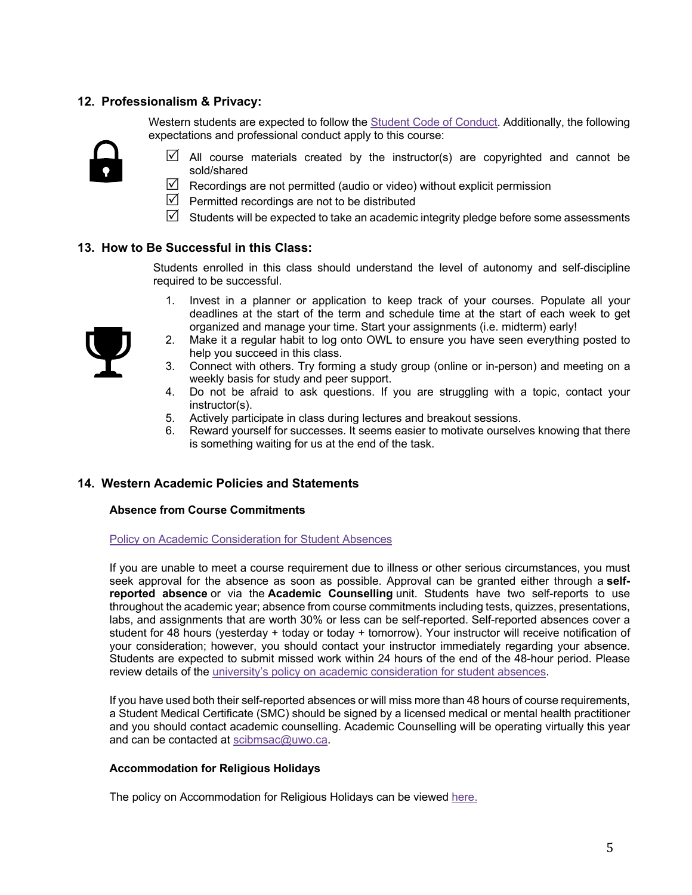## 12. Professionalism & Privacy:

Western students are expected to follow the [Student Code of Conduct](). Additionally, the following expectations and professional conduct apply to this course:

- ☑ All course materials created by the instructor(s) are copyrighted and cannot be sold/shared
- ☑ Recordings are not permitted (audio or video) without explicit permission
- ☑ Permitted recordings are not to be distributed
- ☑ Students will be expected to take an academic integrity pledge before some assessments

## 13. How to Be Successful in this Class:

Students enrolled in this class should understand the level of autonomy and self-discipline required to be successful.

1. Invest in a planner or application to keep track of your courses. Populate all your deadlines at the start of the term and schedule time at the start of each week to get organized and manage your time. Start your assignments (i.e. midterm) early!
2. Make it a regular habit to log onto OWL to ensure you have seen everything posted to help you succeed in this class.
3. Connect with others. Try forming a study group (online or in-person) and meeting on a weekly basis for study and peer support.
4. Do not be afraid to ask questions. If you are struggling with a topic, contact your instructor(s).
5. Actively participate in class during lectures and breakout sessions.
6. Reward yourself for successes. It seems easier to motivate ourselves knowing that there is something waiting for us at the end of the task.

## 14. Western Academic Policies and Statements

### Absence from Course Commitments

[Policy on Academic Consideration for Student Absences]()

If you are unable to meet a course requirement due to illness or other serious circumstances, you must seek approval for the absence as soon as possible. Approval can be granted either through a **self-reported absence** or via the **Academic Counselling** unit. Students have two self-reports to use throughout the academic year; absence from course commitments including tests, quizzes, presentations, labs, and assignments that are worth 30% or less can be self-reported. Self-reported absences cover a student for 48 hours (yesterday + today or today + tomorrow). Your instructor will receive notification of your consideration; however, you should contact your instructor immediately regarding your absence. Students are expected to submit missed work within 24 hours of the end of the 48-hour period. Please review details of the [university's policy on academic consideration for student absences]().

If you have used both their self-reported absences or will miss more than 48 hours of course requirements, a Student Medical Certificate (SMC) should be signed by a licensed medical or mental health practitioner and you should contact academic counselling. Academic Counselling will be operating virtually this year and can be contacted at [scibmsac@uwo.ca]().

### Accommodation for Religious Holidays

The policy on Accommodation for Religious Holidays can be viewed [here.]()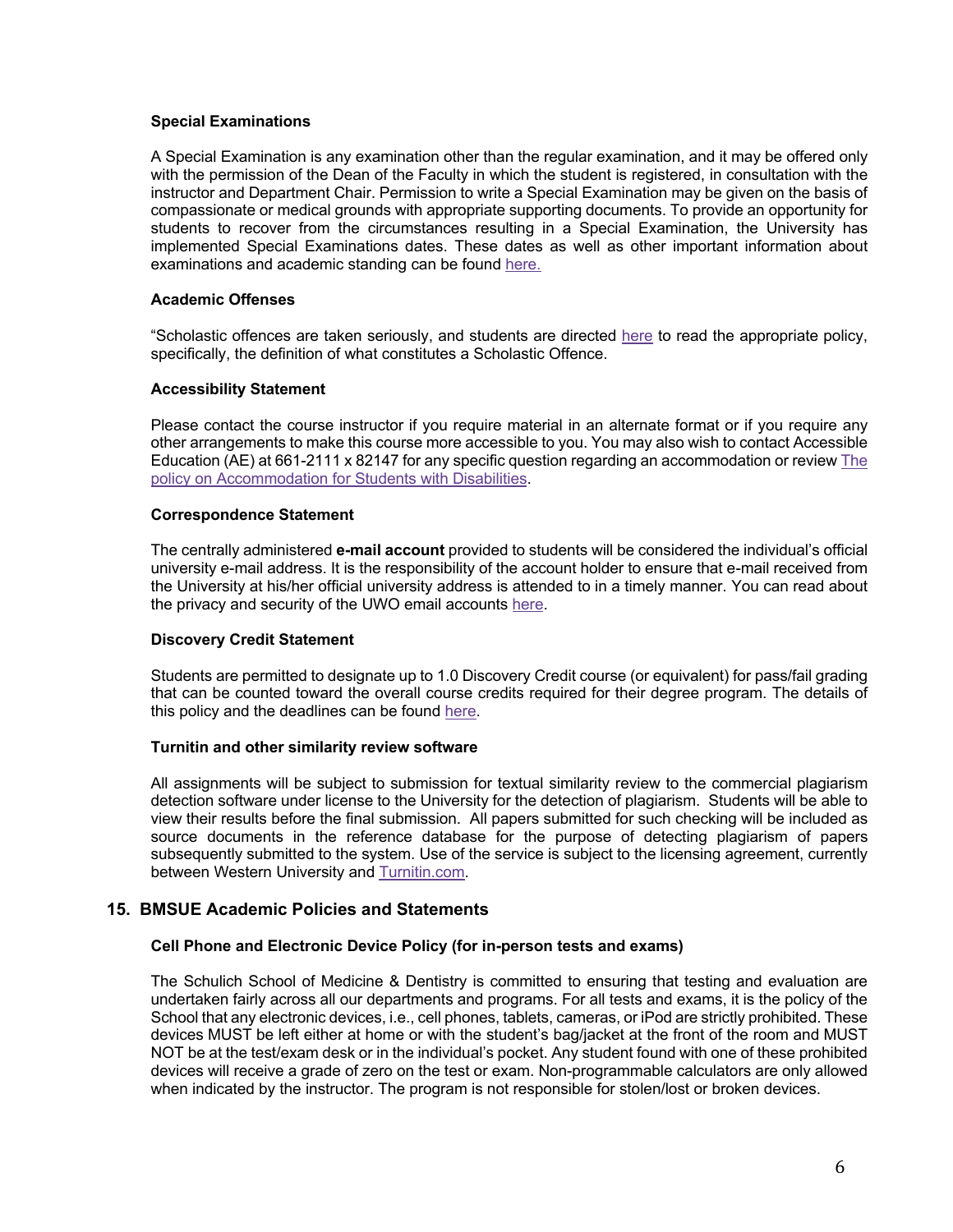**Special Examinations**

A Special Examination is any examination other than the regular examination, and it may be offered only with the permission of the Dean of the Faculty in which the student is registered, in consultation with the instructor and Department Chair. Permission to write a Special Examination may be given on the basis of compassionate or medical grounds with appropriate supporting documents. To provide an opportunity for students to recover from the circumstances resulting in a Special Examination, the University has implemented Special Examinations dates. These dates as well as other important information about examinations and academic standing can be found here.

**Academic Offenses**

"Scholastic offences are taken seriously, and students are directed here to read the appropriate policy, specifically, the definition of what constitutes a Scholastic Offence.

**Accessibility Statement**

Please contact the course instructor if you require material in an alternate format or if you require any other arrangements to make this course more accessible to you. You may also wish to contact Accessible Education (AE) at 661-2111 x 82147 for any specific question regarding an accommodation or review The policy on Accommodation for Students with Disabilities.

**Correspondence Statement**

The centrally administered **e-mail account** provided to students will be considered the individual's official university e-mail address. It is the responsibility of the account holder to ensure that e-mail received from the University at his/her official university address is attended to in a timely manner. You can read about the privacy and security of the UWO email accounts here.

**Discovery Credit Statement**

Students are permitted to designate up to 1.0 Discovery Credit course (or equivalent) for pass/fail grading that can be counted toward the overall course credits required for their degree program. The details of this policy and the deadlines can be found here.

**Turnitin and other similarity review software**

All assignments will be subject to submission for textual similarity review to the commercial plagiarism detection software under license to the University for the detection of plagiarism. Students will be able to view their results before the final submission. All papers submitted for such checking will be included as source documents in the reference database for the purpose of detecting plagiarism of papers subsequently submitted to the system. Use of the service is subject to the licensing agreement, currently between Western University and Turnitin.com.

## 15. BMSUE Academic Policies and Statements

**Cell Phone and Electronic Device Policy (for in-person tests and exams)**

The Schulich School of Medicine & Dentistry is committed to ensuring that testing and evaluation are undertaken fairly across all our departments and programs. For all tests and exams, it is the policy of the School that any electronic devices, i.e., cell phones, tablets, cameras, or iPod are strictly prohibited. These devices MUST be left either at home or with the student's bag/jacket at the front of the room and MUST NOT be at the test/exam desk or in the individual's pocket. Any student found with one of these prohibited devices will receive a grade of zero on the test or exam. Non-programmable calculators are only allowed when indicated by the instructor. The program is not responsible for stolen/lost or broken devices.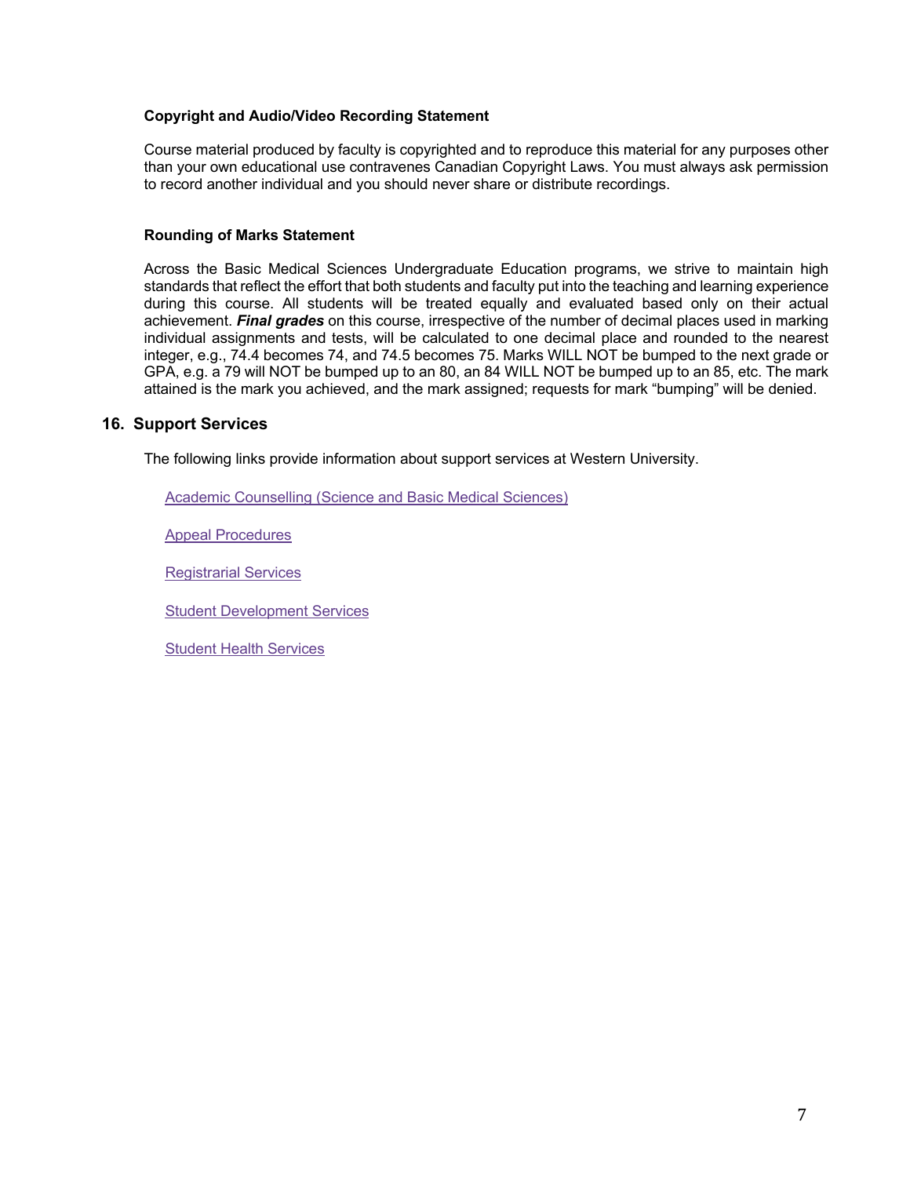### Copyright and Audio/Video Recording Statement

Course material produced by faculty is copyrighted and to reproduce this material for any purposes other than your own educational use contravenes Canadian Copyright Laws. You must always ask permission to record another individual and you should never share or distribute recordings.

### Rounding of Marks Statement

Across the Basic Medical Sciences Undergraduate Education programs, we strive to maintain high standards that reflect the effort that both students and faculty put into the teaching and learning experience during this course. All students will be treated equally and evaluated based only on their actual achievement. ***Final grades*** on this course, irrespective of the number of decimal places used in marking individual assignments and tests, will be calculated to one decimal place and rounded to the nearest integer, e.g., 74.4 becomes 74, and 74.5 becomes 75. Marks WILL NOT be bumped to the next grade or GPA, e.g. a 79 will NOT be bumped up to an 80, an 84 WILL NOT be bumped up to an 85, etc. The mark attained is the mark you achieved, and the mark assigned; requests for mark "bumping" will be denied.

## 16. Support Services

The following links provide information about support services at Western University.

Academic Counselling (Science and Basic Medical Sciences)

Appeal Procedures

Registrarial Services

Student Development Services

Student Health Services